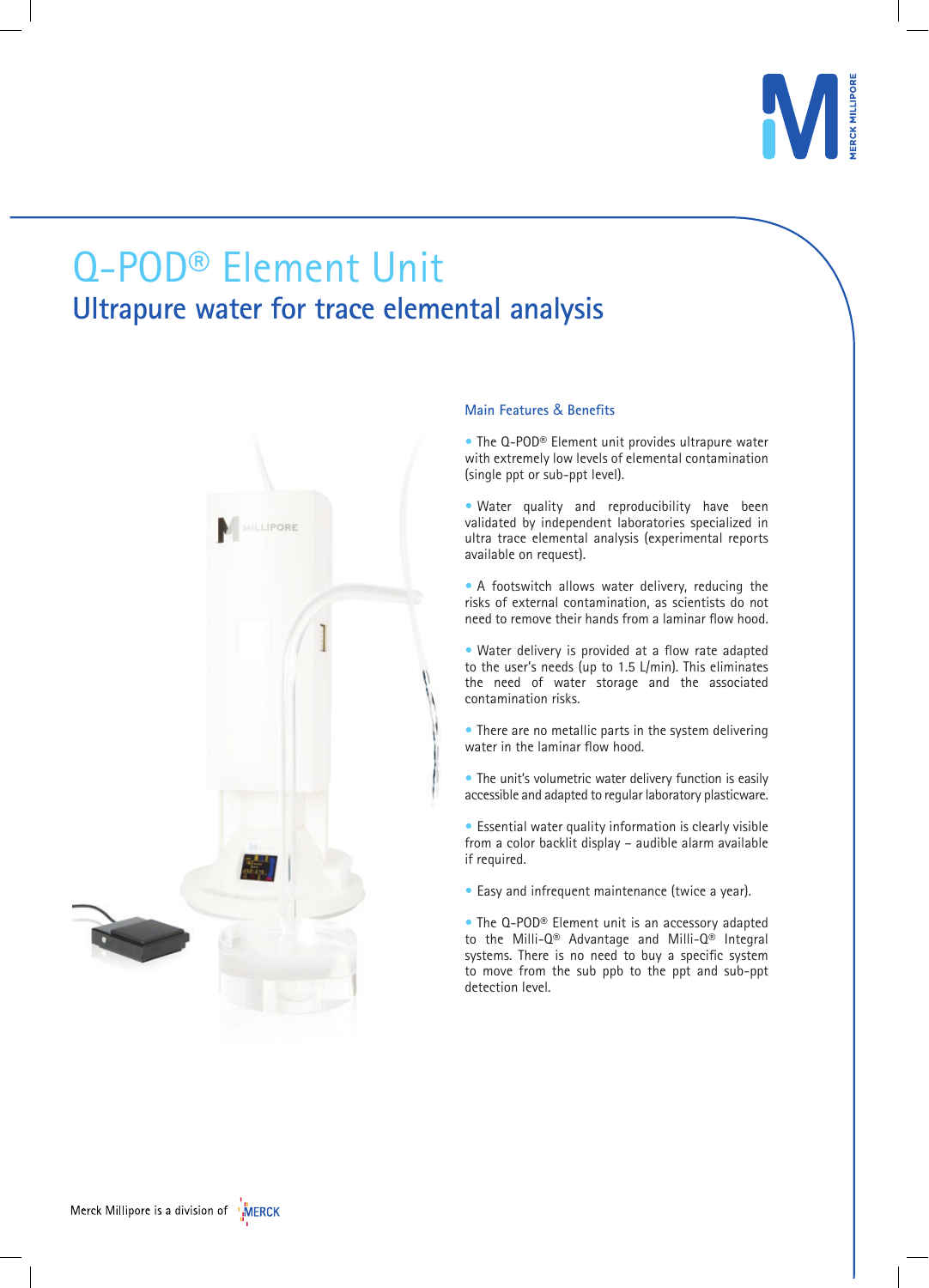# Q-POD® Element Unit

## Ultrapure water for trace elemental analysis

### Main Features & Benefits

- The Q-POD® Element unit provides ultrapure water with extremely low levels of elemental contamination (single ppt or sub-ppt level).
- Water quality and reproducibility have been validated by independent laboratories specialized in ultra trace elemental analysis (experimental reports available on request).
- A footswitch allows water delivery, reducing the risks of external contamination, as scientists do not need to remove their hands from a laminar flow hood.
- Water delivery is provided at a flow rate adapted to the user's needs (up to 1.5 L/min). This eliminates the need of water storage and the associated contamination risks.
- There are no metallic parts in the system delivering water in the laminar flow hood.
- The unit's volumetric water delivery function is easily accessible and adapted to regular laboratory plasticware.
- Essential water quality information is clearly visible from a color backlit display – audible alarm available if required.
- Easy and infrequent maintenance (twice a year).
- The Q-POD® Element unit is an accessory adapted to the Milli-Q® Advantage and Milli-Q® Integral systems. There is no need to buy a specific system to move from the sub ppb to the ppt and sub-ppt detection level.

Merck Millipore is a division of MERCK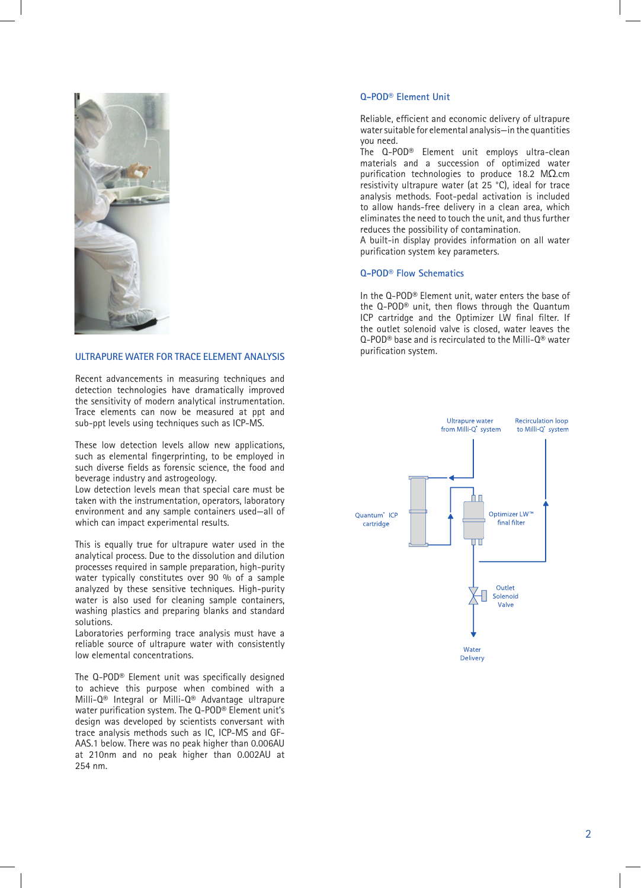## ULTRAPURE WATER FOR TRACE ELEMENT ANALYSIS

Recent advancements in measuring techniques and detection technologies have dramatically improved the sensitivity of modern analytical instrumentation. Trace elements can now be measured at ppt and sub-ppt levels using techniques such as ICP-MS.

These low detection levels allow new applications, such as elemental fingerprinting, to be employed in such diverse fields as forensic science, the food and beverage industry and astrogeology.
Low detection levels mean that special care must be taken with the instrumentation, operators, laboratory environment and any sample containers used—all of which can impact experimental results.

This is equally true for ultrapure water used in the analytical process. Due to the dissolution and dilution processes required in sample preparation, high-purity water typically constitutes over 90 % of a sample analyzed by these sensitive techniques. High-purity water is also used for cleaning sample containers, washing plastics and preparing blanks and standard solutions.
Laboratories performing trace analysis must have a reliable source of ultrapure water with consistently low elemental concentrations.

The Q-POD® Element unit was specifically designed to achieve this purpose when combined with a Milli-Q® Integral or Milli-Q® Advantage ultrapure water purification system. The Q-POD® Element unit's design was developed by scientists conversant with trace analysis methods such as IC, ICP-MS and GF-AAS.1 below. There was no peak higher than 0.006AU at 210nm and no peak higher than 0.002AU at 254 nm.

### Q-POD® Element Unit

Reliable, efficient and economic delivery of ultrapure water suitable for elemental analysis—in the quantities you need.
The Q-POD® Element unit employs ultra-clean materials and a succession of optimized water purification technologies to produce 18.2 MΩ.cm resistivity ultrapure water (at 25 °C), ideal for trace analysis methods. Foot-pedal activation is included to allow hands-free delivery in a clean area, which eliminates the need to touch the unit, and thus further reduces the possibility of contamination.
A built-in display provides information on all water purification system key parameters.

### Q-POD® Flow Schematics

In the Q-POD® Element unit, water enters the base of the Q-POD® unit, then flows through the Quantum ICP cartridge and the Optimizer LW final filter. If the outlet solenoid valve is closed, water leaves the Q-POD® base and is recirculated to the Milli-Q® water purification system.

Ultrapure water from Milli-Q® system
Recirculation loop to Milli-Q® system
Quantum® ICP cartridge
Optimizer LW™ final filter
Outlet Solenoid Valve
Water Delivery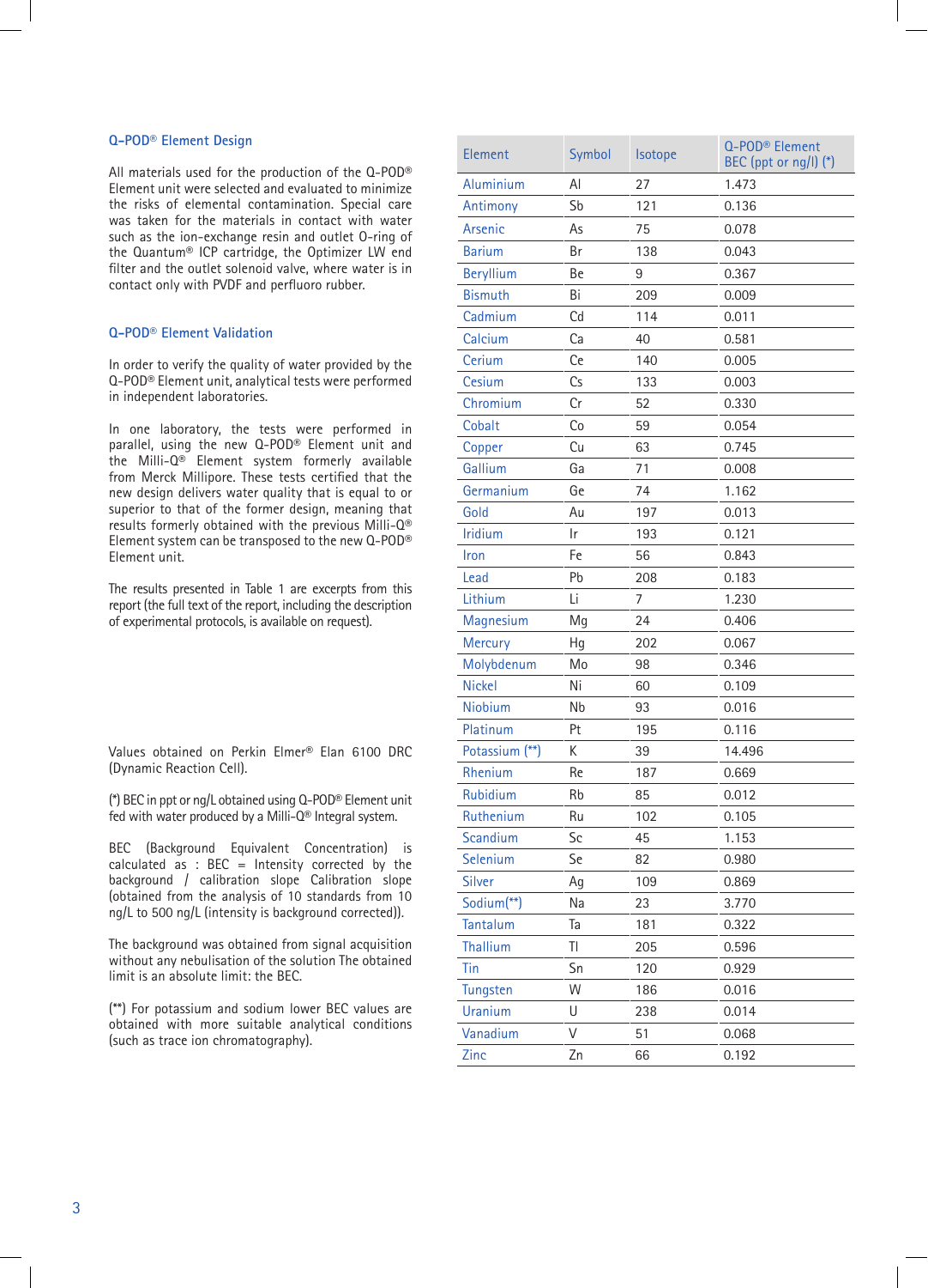## Q-POD® Element Design

All materials used for the production of the Q-POD® Element unit were selected and evaluated to minimize the risks of elemental contamination. Special care was taken for the materials in contact with water such as the ion-exchange resin and outlet O-ring of the Quantum® ICP cartridge, the Optimizer LW end filter and the outlet solenoid valve, where water is in contact only with PVDF and perfluoro rubber.

## Q-POD® Element Validation

In order to verify the quality of water provided by the Q-POD® Element unit, analytical tests were performed in independent laboratories.

In one laboratory, the tests were performed in parallel, using the new Q-POD® Element unit and the Milli-Q® Element system formerly available from Merck Millipore. These tests certified that the new design delivers water quality that is equal to or superior to that of the former design, meaning that results formerly obtained with the previous Milli-Q® Element system can be transposed to the new Q-POD® Element unit.

The results presented in Table 1 are excerpts from this report (the full text of the report, including the description of experimental protocols, is available on request).

| Element | Symbol | Isotope | Q-POD® Element BEC (ppt or ng/l) (*) |
|---|---|---|---|
| Aluminium | Al | 27 | 1.473 |
| Antimony | Sb | 121 | 0.136 |
| Arsenic | As | 75 | 0.078 |
| Barium | Br | 138 | 0.043 |
| Beryllium | Be | 9 | 0.367 |
| Bismuth | Bi | 209 | 0.009 |
| Cadmium | Cd | 114 | 0.011 |
| Calcium | Ca | 40 | 0.581 |
| Cerium | Ce | 140 | 0.005 |
| Cesium | Cs | 133 | 0.003 |
| Chromium | Cr | 52 | 0.330 |
| Cobalt | Co | 59 | 0.054 |
| Copper | Cu | 63 | 0.745 |
| Gallium | Ga | 71 | 0.008 |
| Germanium | Ge | 74 | 1.162 |
| Gold | Au | 197 | 0.013 |
| Iridium | Ir | 193 | 0.121 |
| Iron | Fe | 56 | 0.843 |
| Lead | Pb | 208 | 0.183 |
| Lithium | Li | 7 | 1.230 |
| Magnesium | Mg | 24 | 0.406 |
| Mercury | Hg | 202 | 0.067 |
| Molybdenum | Mo | 98 | 0.346 |
| Nickel | Ni | 60 | 0.109 |
| Niobium | Nb | 93 | 0.016 |
| Platinum | Pt | 195 | 0.116 |
| Potassium (**) | K | 39 | 14.496 |
| Rhenium | Re | 187 | 0.669 |
| Rubidium | Rb | 85 | 0.012 |
| Ruthenium | Ru | 102 | 0.105 |
| Scandium | Sc | 45 | 1.153 |
| Selenium | Se | 82 | 0.980 |
| Silver | Ag | 109 | 0.869 |
| Sodium(**) | Na | 23 | 3.770 |
| Tantalum | Ta | 181 | 0.322 |
| Thallium | Tl | 205 | 0.596 |
| Tin | Sn | 120 | 0.929 |
| Tungsten | W | 186 | 0.016 |
| Uranium | U | 238 | 0.014 |
| Vanadium | V | 51 | 0.068 |
| Zinc | Zn | 66 | 0.192 |

Values obtained on Perkin Elmer® Elan 6100 DRC (Dynamic Reaction Cell).

(*) BEC in ppt or ng/L obtained using Q-POD® Element unit fed with water produced by a Milli-Q® Integral system.

BEC (Background Equivalent Concentration) is calculated as : BEC = Intensity corrected by the background / calibration slope Calibration slope (obtained from the analysis of 10 standards from 10 ng/L to 500 ng/L (intensity is background corrected)).

The background was obtained from signal acquisition without any nebulisation of the solution The obtained limit is an absolute limit: the BEC.

(**) For potassium and sodium lower BEC values are obtained with more suitable analytical conditions (such as trace ion chromatography).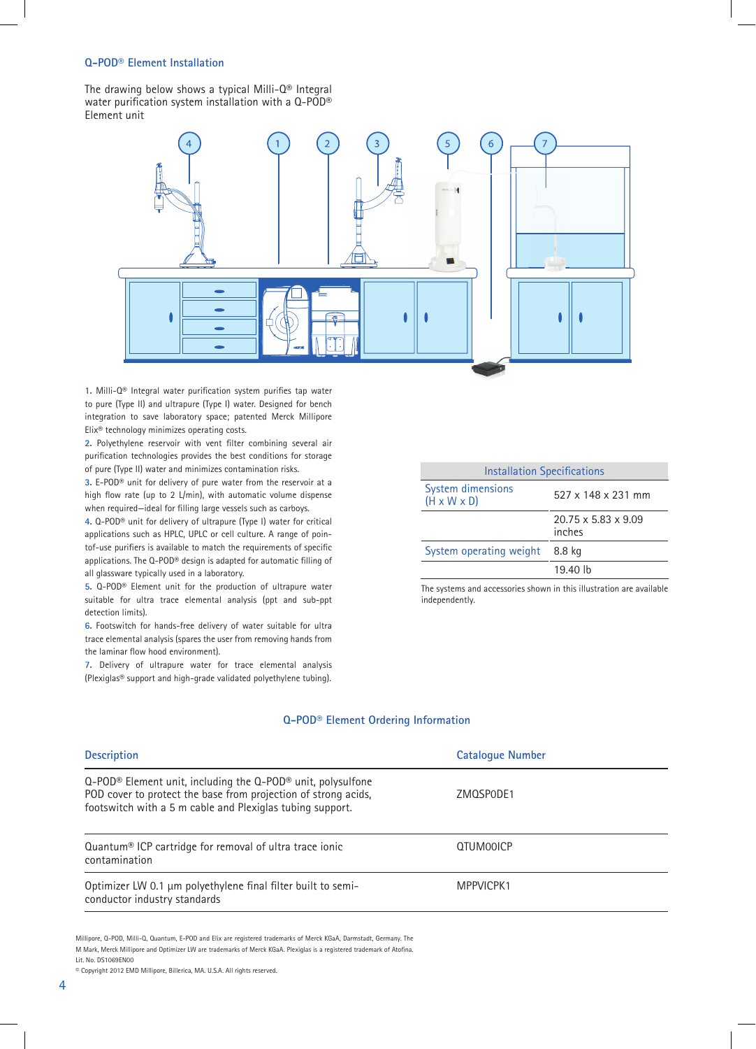## Q-POD® Element Installation

The drawing below shows a typical Milli-Q® Integral water purification system installation with a Q-POD® Element unit

4 1 2 3 5 6 7

1. Milli-Q® Integral water purification system purifies tap water to pure (Type II) and ultrapure (Type I) water. Designed for bench integration to save laboratory space; patented Merck Millipore Elix® technology minimizes operating costs.
2. Polyethylene reservoir with vent filter combining several air purification technologies provides the best conditions for storage of pure (Type II) water and minimizes contamination risks.
3. E-POD® unit for delivery of pure water from the reservoir at a high flow rate (up to 2 L/min), with automatic volume dispense when required—ideal for filling large vessels such as carboys.
4. Q-POD® unit for delivery of ultrapure (Type I) water for critical applications such as HPLC, UPLC or cell culture. A range of point-of-use purifiers is available to match the requirements of specific applications. The Q-POD® design is adapted for automatic filling of all glassware typically used in a laboratory.
5. Q-POD® Element unit for the production of ultrapure water suitable for ultra trace elemental analysis (ppt and sub-ppt detection limits).
6. Footswitch for hands-free delivery of water suitable for ultra trace elemental analysis (spares the user from removing hands from the laminar flow hood environment).
7. Delivery of ultrapure water for trace elemental analysis (Plexiglas® support and high-grade validated polyethylene tubing).

| Installation Specifications | |
|---|---|
| System dimensions (H x W x D) | 527 x 148 x 231 mm |
| | 20.75 x 5.83 x 9.09 inches |
| System operating weight | 8.8 kg |
| | 19.40 lb |

The systems and accessories shown in this illustration are available independently.

## Q-POD® Element Ordering Information

| Description | Catalogue Number |
|---|---|
| Q-POD® Element unit, including the Q-POD® unit, polysulfone POD cover to protect the base from projection of strong acids, footswitch with a 5 m cable and Plexiglas tubing support. | ZMQSP0DE1 |
| Quantum® ICP cartridge for removal of ultra trace ionic contamination | QTUM00ICP |
| Optimizer LW 0.1 µm polyethylene final filter built to semi-conductor industry standards | MPPVICPK1 |

Millipore, Q-POD, Milli-Q, Quantum, E-POD and Elix are registered trademarks of Merck KGaA, Darmstadt, Germany. The M Mark, Merck Millipore and Optimizer LW are trademarks of Merck KGaA. Plexiglas is a registered trademark of Atofina.
Lit. No. DS1069EN00
© Copyright 2012 EMD Millipore, Billerica, MA. U.S.A. All rights reserved.